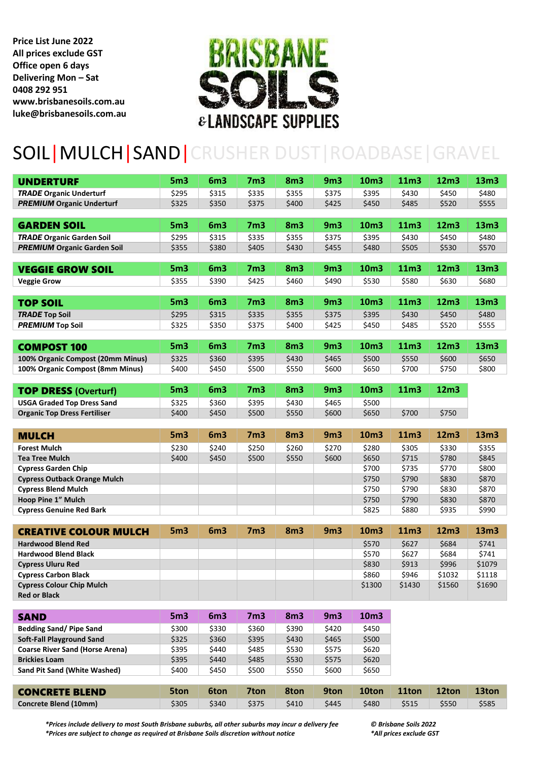**Price List June 2022**
**All prices exclude GST**
**Office open 6 days**
**Delivering Mon – Sat**
**0408 292 951**
**www.brisbanesoils.com.au**
**luke@brisbanesoils.com.au**

BRISBANE SOILS & LANDSCAPE SUPPLIES

# SOIL | MULCH | SAND | CRUSHER DUST | ROADBASE | GRAVEL

| UNDERTURF | 5m3 | 6m3 | 7m3 | 8m3 | 9m3 | 10m3 | 11m3 | 12m3 | 13m3 |
|---|---|---|---|---|---|---|---|---|---|
| ***TRADE*** **Organic Underturf** | $295 | $315 | $335 | $355 | $375 | $395 | $430 | $450 | $480 |
| ***PREMIUM*** **Organic Underturf** | $325 | $350 | $375 | $400 | $425 | $450 | $485 | $520 | $555 |

| GARDEN SOIL | 5m3 | 6m3 | 7m3 | 8m3 | 9m3 | 10m3 | 11m3 | 12m3 | 13m3 |
|---|---|---|---|---|---|---|---|---|---|
| ***TRADE*** **Organic Garden Soil** | $295 | $315 | $335 | $355 | $375 | $395 | $430 | $450 | $480 |
| ***PREMIUM*** **Organic Garden Soil** | $355 | $380 | $405 | $430 | $455 | $480 | $505 | $530 | $570 |

| VEGGIE GROW SOIL | 5m3 | 6m3 | 7m3 | 8m3 | 9m3 | 10m3 | 11m3 | 12m3 | 13m3 |
|---|---|---|---|---|---|---|---|---|---|
| **Veggie Grow** | $355 | $390 | $425 | $460 | $490 | $530 | $580 | $630 | $680 |

| TOP SOIL | 5m3 | 6m3 | 7m3 | 8m3 | 9m3 | 10m3 | 11m3 | 12m3 | 13m3 |
|---|---|---|---|---|---|---|---|---|---|
| ***TRADE*** **Top Soil** | $295 | $315 | $335 | $355 | $375 | $395 | $430 | $450 | $480 |
| ***PREMIUM*** **Top Soil** | $325 | $350 | $375 | $400 | $425 | $450 | $485 | $520 | $555 |

| COMPOST 100 | 5m3 | 6m3 | 7m3 | 8m3 | 9m3 | 10m3 | 11m3 | 12m3 | 13m3 |
|---|---|---|---|---|---|---|---|---|---|
| **100% Organic Compost (20mm Minus)** | $325 | $360 | $395 | $430 | $465 | $500 | $550 | $600 | $650 |
| **100% Organic Compost (8mm Minus)** | $400 | $450 | $500 | $550 | $600 | $650 | $700 | $750 | $800 |

| TOP DRESS (Overturf) | 5m3 | 6m3 | 7m3 | 8m3 | 9m3 | 10m3 | 11m3 | 12m3 |
|---|---|---|---|---|---|---|---|---|
| **USGA Graded Top Dress Sand** | $325 | $360 | $395 | $430 | $465 | $500 | | |
| **Organic Top Dress Fertiliser** | $400 | $450 | $500 | $550 | $600 | $650 | $700 | $750 |

| MULCH | 5m3 | 6m3 | 7m3 | 8m3 | 9m3 | 10m3 | 11m3 | 12m3 | 13m3 |
|---|---|---|---|---|---|---|---|---|---|
| **Forest Mulch** | $230 | $240 | $250 | $260 | $270 | $280 | $305 | $330 | $355 |
| **Tea Tree Mulch** | $400 | $450 | $500 | $550 | $600 | $650 | $715 | $780 | $845 |
| **Cypress Garden Chip** | | | | | | $700 | $735 | $770 | $800 |
| **Cypress Outback Orange Mulch** | | | | | | $750 | $790 | $830 | $870 |
| **Cypress Blend Mulch** | | | | | | $750 | $790 | $830 | $870 |
| **Hoop Pine 1" Mulch** | | | | | | $750 | $790 | $830 | $870 |
| **Cypress Genuine Red Bark** | | | | | | $825 | $880 | $935 | $990 |

| CREATIVE COLOUR MULCH | 5m3 | 6m3 | 7m3 | 8m3 | 9m3 | 10m3 | 11m3 | 12m3 | 13m3 |
|---|---|---|---|---|---|---|---|---|---|
| **Hardwood Blend Red** | | | | | | $570 | $627 | $684 | $741 |
| **Hardwood Blend Black** | | | | | | $570 | $627 | $684 | $741 |
| **Cypress Uluru Red** | | | | | | $830 | $913 | $996 | $1079 |
| **Cypress Carbon Black** | | | | | | $860 | $946 | $1032 | $1118 |
| **Cypress Colour Chip Mulch Red or Black** | | | | | | $1300 | $1430 | $1560 | $1690 |

| SAND | 5m3 | 6m3 | 7m3 | 8m3 | 9m3 | 10m3 |
|---|---|---|---|---|---|---|
| **Bedding Sand/ Pipe Sand** | $300 | $330 | $360 | $390 | $420 | $450 |
| **Soft-Fall Playground Sand** | $325 | $360 | $395 | $430 | $465 | $500 |
| **Coarse River Sand (Horse Arena)** | $395 | $440 | $485 | $530 | $575 | $620 |
| **Brickies Loam** | $395 | $440 | $485 | $530 | $575 | $620 |
| **Sand Pit Sand (White Washed)** | $400 | $450 | $500 | $550 | $600 | $650 |

| CONCRETE BLEND | 5ton | 6ton | 7ton | 8ton | 9ton | 10ton | 11ton | 12ton | 13ton |
|---|---|---|---|---|---|---|---|---|---|
| **Concrete Blend (10mm)** | $305 | $340 | $375 | $410 | $445 | $480 | $515 | $550 | $585 |

*\*Prices include delivery to most South Brisbane suburbs, all other suburbs may incur a delivery fee*
*\*Prices are subject to change as required at Brisbane Soils discretion without notice*

*© Brisbane Soils 2022*
*\*All prices exclude GST*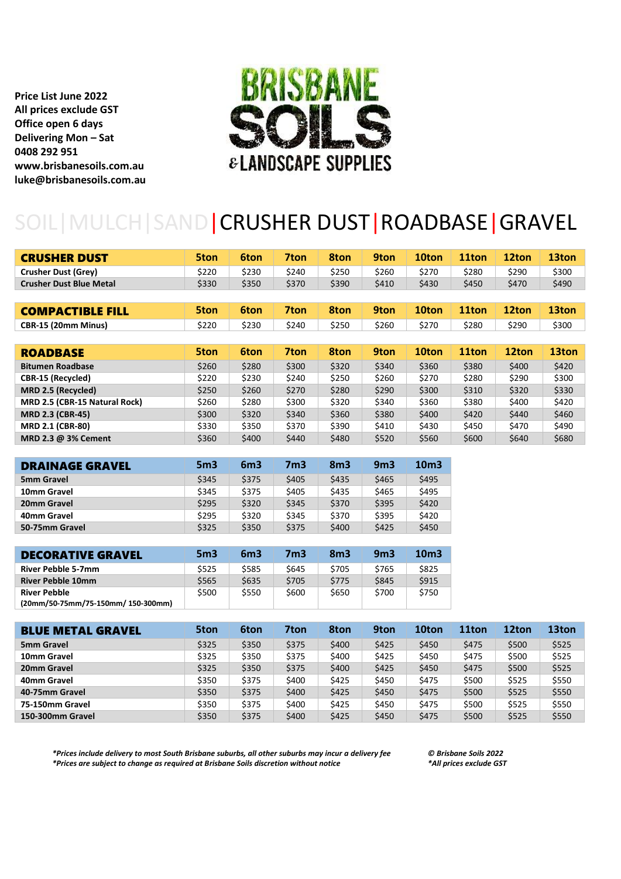**Price List June 2022**
**All prices exclude GST**
**Office open 6 days**
**Delivering Mon – Sat**
**0408 292 951**
**www.brisbanesoils.com.au**
**luke@brisbanesoils.com.au**

BRISBANE SOILS & LANDSCAPE SUPPLIES

# SOIL | MULCH | SAND | CRUSHER DUST | ROADBASE | GRAVEL

| CRUSHER DUST | 5ton | 6ton | 7ton | 8ton | 9ton | 10ton | 11ton | 12ton | 13ton |
|---|---|---|---|---|---|---|---|---|---|
| Crusher Dust (Grey) | $220 | $230 | $240 | $250 | $260 | $270 | $280 | $290 | $300 |
| Crusher Dust Blue Metal | $330 | $350 | $370 | $390 | $410 | $430 | $450 | $470 | $490 |

| COMPACTIBLE FILL | 5ton | 6ton | 7ton | 8ton | 9ton | 10ton | 11ton | 12ton | 13ton |
|---|---|---|---|---|---|---|---|---|---|
| CBR-15 (20mm Minus) | $220 | $230 | $240 | $250 | $260 | $270 | $280 | $290 | $300 |

| ROADBASE | 5ton | 6ton | 7ton | 8ton | 9ton | 10ton | 11ton | 12ton | 13ton |
|---|---|---|---|---|---|---|---|---|---|
| Bitumen Roadbase | $260 | $280 | $300 | $320 | $340 | $360 | $380 | $400 | $420 |
| CBR-15 (Recycled) | $220 | $230 | $240 | $250 | $260 | $270 | $280 | $290 | $300 |
| MRD 2.5 (Recycled) | $250 | $260 | $270 | $280 | $290 | $300 | $310 | $320 | $330 |
| MRD 2.5 (CBR-15 Natural Rock) | $260 | $280 | $300 | $320 | $340 | $360 | $380 | $400 | $420 |
| MRD 2.3 (CBR-45) | $300 | $320 | $340 | $360 | $380 | $400 | $420 | $440 | $460 |
| MRD 2.1 (CBR-80) | $330 | $350 | $370 | $390 | $410 | $430 | $450 | $470 | $490 |
| MRD 2.3 @ 3% Cement | $360 | $400 | $440 | $480 | $520 | $560 | $600 | $640 | $680 |

| DRAINAGE GRAVEL | 5m3 | 6m3 | 7m3 | 8m3 | 9m3 | 10m3 |
|---|---|---|---|---|---|---|
| 5mm Gravel | $345 | $375 | $405 | $435 | $465 | $495 |
| 10mm Gravel | $345 | $375 | $405 | $435 | $465 | $495 |
| 20mm Gravel | $295 | $320 | $345 | $370 | $395 | $420 |
| 40mm Gravel | $295 | $320 | $345 | $370 | $395 | $420 |
| 50-75mm Gravel | $325 | $350 | $375 | $400 | $425 | $450 |

| DECORATIVE GRAVEL | 5m3 | 6m3 | 7m3 | 8m3 | 9m3 | 10m3 |
|---|---|---|---|---|---|---|
| River Pebble 5-7mm | $525 | $585 | $645 | $705 | $765 | $825 |
| River Pebble 10mm | $565 | $635 | $705 | $775 | $845 | $915 |
| River Pebble (20mm/50-75mm/75-150mm/ 150-300mm) | $500 | $550 | $600 | $650 | $700 | $750 |

| BLUE METAL GRAVEL | 5ton | 6ton | 7ton | 8ton | 9ton | 10ton | 11ton | 12ton | 13ton |
|---|---|---|---|---|---|---|---|---|---|
| 5mm Gravel | $325 | $350 | $375 | $400 | $425 | $450 | $475 | $500 | $525 |
| 10mm Gravel | $325 | $350 | $375 | $400 | $425 | $450 | $475 | $500 | $525 |
| 20mm Gravel | $325 | $350 | $375 | $400 | $425 | $450 | $475 | $500 | $525 |
| 40mm Gravel | $350 | $375 | $400 | $425 | $450 | $475 | $500 | $525 | $550 |
| 40-75mm Gravel | $350 | $375 | $400 | $425 | $450 | $475 | $500 | $525 | $550 |
| 75-150mm Gravel | $350 | $375 | $400 | $425 | $450 | $475 | $500 | $525 | $550 |
| 150-300mm Gravel | $350 | $375 | $400 | $425 | $450 | $475 | $500 | $525 | $550 |

***Prices include delivery to most South Brisbane suburbs, all other suburbs may incur a delivery fee***
***Prices are subject to change as required at Brisbane Soils discretion without notice***

***© Brisbane Soils 2022***
***All prices exclude GST***